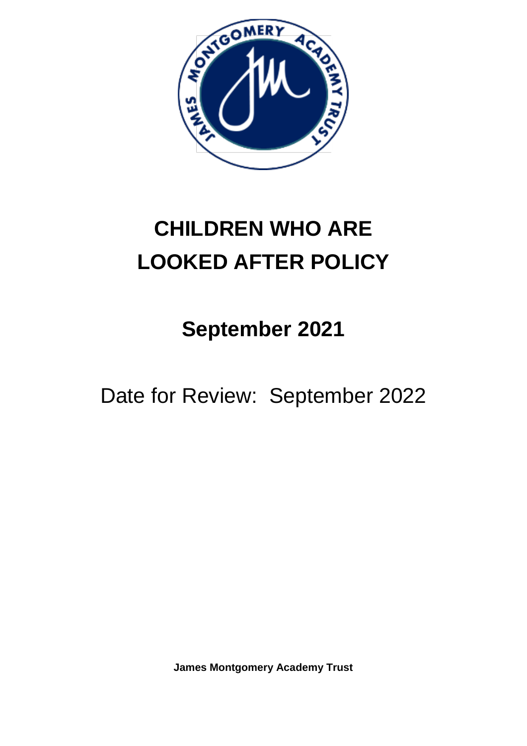# CHILDREN WHO ARE LOOKED AFTER POLICY

## September 2021

Date for Review: September 2022

**James Montgomery Academy Trust**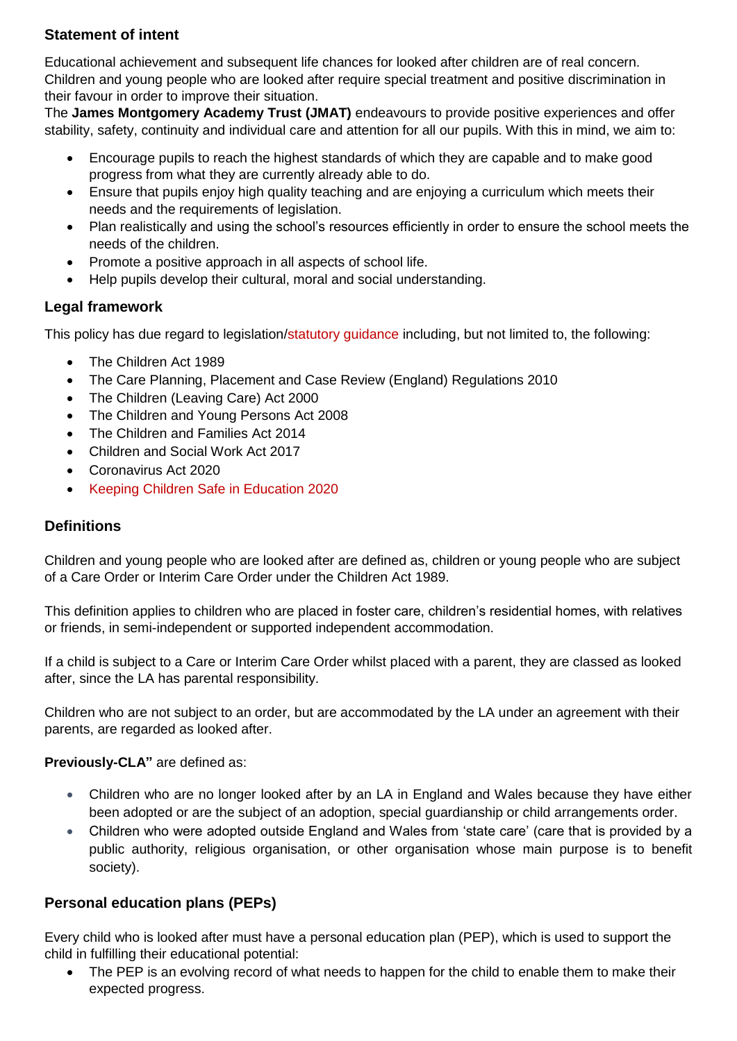## Statement of intent

Educational achievement and subsequent life chances for looked after children are of real concern. Children and young people who are looked after require special treatment and positive discrimination in their favour in order to improve their situation.
The **James Montgomery Academy Trust (JMAT)** endeavours to provide positive experiences and offer stability, safety, continuity and individual care and attention for all our pupils. With this in mind, we aim to:

- Encourage pupils to reach the highest standards of which they are capable and to make good progress from what they are currently already able to do.
- Ensure that pupils enjoy high quality teaching and are enjoying a curriculum which meets their needs and the requirements of legislation.
- Plan realistically and using the school's resources efficiently in order to ensure the school meets the needs of the children.
- Promote a positive approach in all aspects of school life.
- Help pupils develop their cultural, moral and social understanding.

## Legal framework

This policy has due regard to legislation/statutory guidance including, but not limited to, the following:

- The Children Act 1989
- The Care Planning, Placement and Case Review (England) Regulations 2010
- The Children (Leaving Care) Act 2000
- The Children and Young Persons Act 2008
- The Children and Families Act 2014
- Children and Social Work Act 2017
- Coronavirus Act 2020
- Keeping Children Safe in Education 2020

## Definitions

Children and young people who are looked after are defined as, children or young people who are subject of a Care Order or Interim Care Order under the Children Act 1989.

This definition applies to children who are placed in foster care, children's residential homes, with relatives or friends, in semi-independent or supported independent accommodation.

If a child is subject to a Care or Interim Care Order whilst placed with a parent, they are classed as looked after, since the LA has parental responsibility.

Children who are not subject to an order, but are accommodated by the LA under an agreement with their parents, are regarded as looked after.

**Previously-CLA"** are defined as:

- Children who are no longer looked after by an LA in England and Wales because they have either been adopted or are the subject of an adoption, special guardianship or child arrangements order.
- Children who were adopted outside England and Wales from 'state care' (care that is provided by a public authority, religious organisation, or other organisation whose main purpose is to benefit society).

## Personal education plans (PEPs)

Every child who is looked after must have a personal education plan (PEP), which is used to support the child in fulfilling their educational potential:

- The PEP is an evolving record of what needs to happen for the child to enable them to make their expected progress.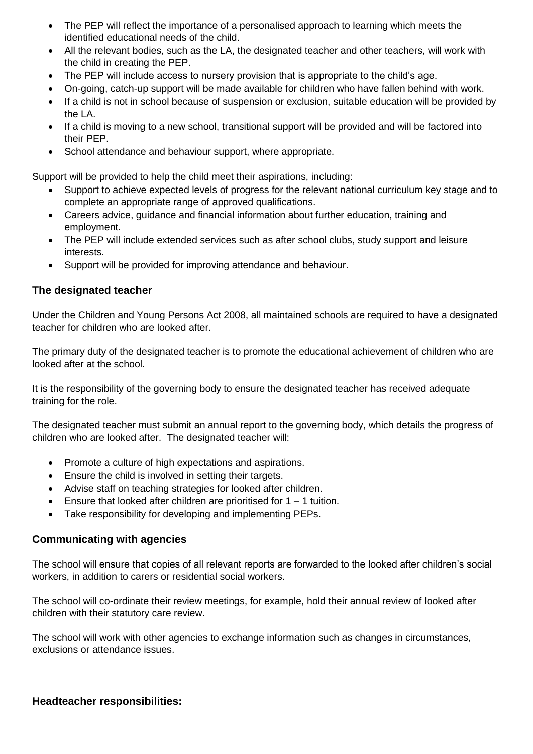- The PEP will reflect the importance of a personalised approach to learning which meets the identified educational needs of the child.
- All the relevant bodies, such as the LA, the designated teacher and other teachers, will work with the child in creating the PEP.
- The PEP will include access to nursery provision that is appropriate to the child's age.
- On-going, catch-up support will be made available for children who have fallen behind with work.
- If a child is not in school because of suspension or exclusion, suitable education will be provided by the LA.
- If a child is moving to a new school, transitional support will be provided and will be factored into their PEP.
- School attendance and behaviour support, where appropriate.

Support will be provided to help the child meet their aspirations, including:

- Support to achieve expected levels of progress for the relevant national curriculum key stage and to complete an appropriate range of approved qualifications.
- Careers advice, guidance and financial information about further education, training and employment.
- The PEP will include extended services such as after school clubs, study support and leisure interests.
- Support will be provided for improving attendance and behaviour.

### The designated teacher

Under the Children and Young Persons Act 2008, all maintained schools are required to have a designated teacher for children who are looked after.

The primary duty of the designated teacher is to promote the educational achievement of children who are looked after at the school.

It is the responsibility of the governing body to ensure the designated teacher has received adequate training for the role.

The designated teacher must submit an annual report to the governing body, which details the progress of children who are looked after. The designated teacher will:

- Promote a culture of high expectations and aspirations.
- Ensure the child is involved in setting their targets.
- Advise staff on teaching strategies for looked after children.
- Ensure that looked after children are prioritised for 1 – 1 tuition.
- Take responsibility for developing and implementing PEPs.

### Communicating with agencies

The school will ensure that copies of all relevant reports are forwarded to the looked after children's social workers, in addition to carers or residential social workers.

The school will co-ordinate their review meetings, for example, hold their annual review of looked after children with their statutory care review.

The school will work with other agencies to exchange information such as changes in circumstances, exclusions or attendance issues.

### Headteacher responsibilities: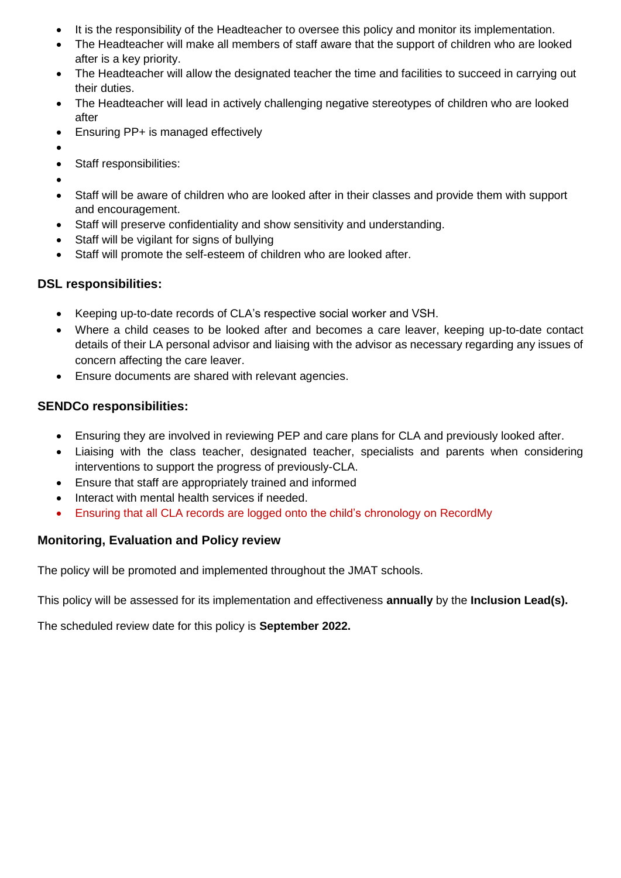- It is the responsibility of the Headteacher to oversee this policy and monitor its implementation.
- The Headteacher will make all members of staff aware that the support of children who are looked after is a key priority.
- The Headteacher will allow the designated teacher the time and facilities to succeed in carrying out their duties.
- The Headteacher will lead in actively challenging negative stereotypes of children who are looked after
- Ensuring PP+ is managed effectively
- 
- Staff responsibilities:
- 
- Staff will be aware of children who are looked after in their classes and provide them with support and encouragement.
- Staff will preserve confidentiality and show sensitivity and understanding.
- Staff will be vigilant for signs of bullying
- Staff will promote the self-esteem of children who are looked after.

### DSL responsibilities:

- Keeping up-to-date records of CLA's respective social worker and VSH.
- Where a child ceases to be looked after and becomes a care leaver, keeping up-to-date contact details of their LA personal advisor and liaising with the advisor as necessary regarding any issues of concern affecting the care leaver.
- Ensure documents are shared with relevant agencies.

### SENDCo responsibilities:

- Ensuring they are involved in reviewing PEP and care plans for CLA and previously looked after.
- Liaising with the class teacher, designated teacher, specialists and parents when considering interventions to support the progress of previously-CLA.
- Ensure that staff are appropriately trained and informed
- Interact with mental health services if needed.
- Ensuring that all CLA records are logged onto the child's chronology on RecordMy

### Monitoring, Evaluation and Policy review

The policy will be promoted and implemented throughout the JMAT schools.

This policy will be assessed for its implementation and effectiveness **annually** by the **Inclusion Lead(s).**

The scheduled review date for this policy is **September 2022.**